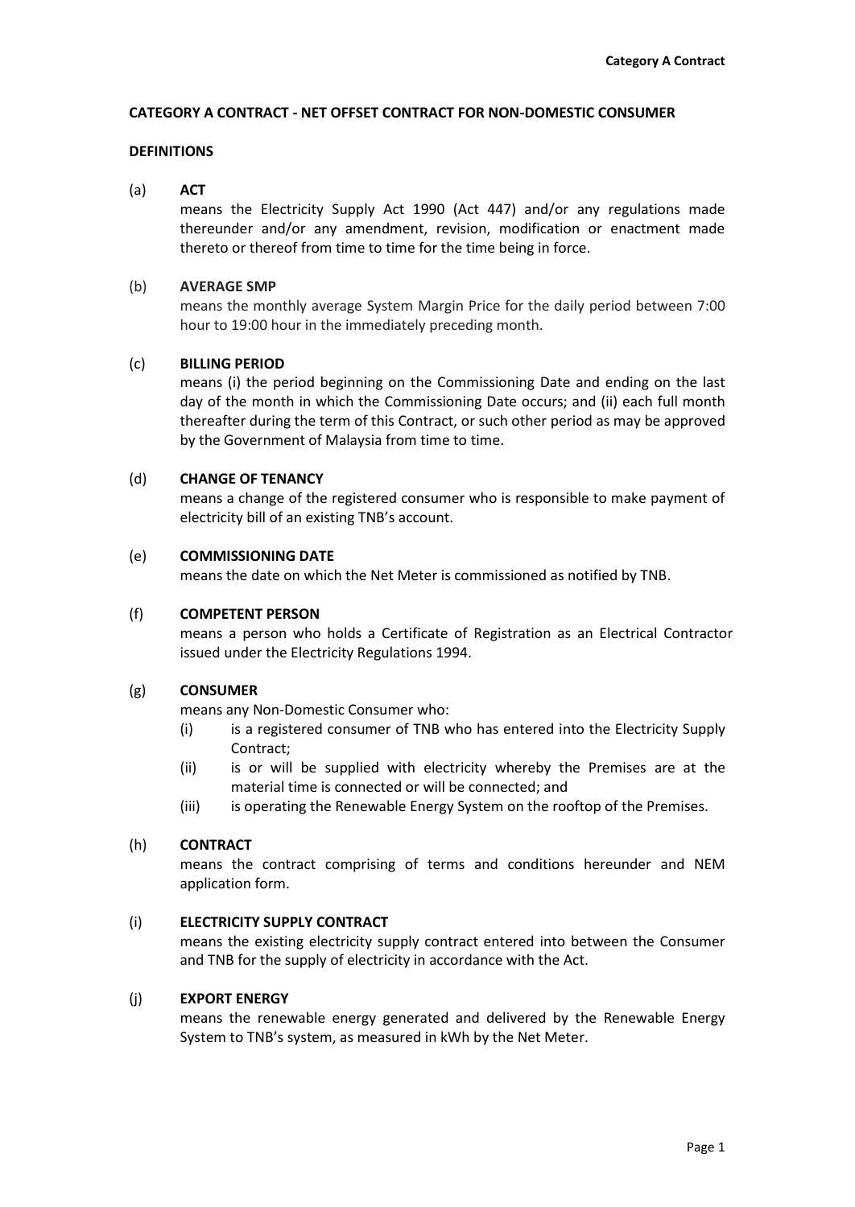**CATEGORY A CONTRACT - NET OFFSET CONTRACT FOR NON-DOMESTIC CONSUMER**

**DEFINITIONS**

(a) **ACT**

means the Electricity Supply Act 1990 (Act 447) and/or any regulations made thereunder and/or any amendment, revision, modification or enactment made thereto or thereof from time to time for the time being in force.

(b) **AVERAGE SMP**

means the monthly average System Margin Price for the daily period between 7:00 hour to 19:00 hour in the immediately preceding month.

(c) **BILLING PERIOD**

means (i) the period beginning on the Commissioning Date and ending on the last day of the month in which the Commissioning Date occurs; and (ii) each full month thereafter during the term of this Contract, or such other period as may be approved by the Government of Malaysia from time to time.

(d) **CHANGE OF TENANCY**

means a change of the registered consumer who is responsible to make payment of electricity bill of an existing TNB's account.

(e) **COMMISSIONING DATE**

means the date on which the Net Meter is commissioned as notified by TNB.

(f) **COMPETENT PERSON**

means a person who holds a Certificate of Registration as an Electrical Contractor issued under the Electricity Regulations 1994.

(g) **CONSUMER**

means any Non-Domestic Consumer who:

- (i) is a registered consumer of TNB who has entered into the Electricity Supply Contract;
- (ii) is or will be supplied with electricity whereby the Premises are at the material time is connected or will be connected; and
- (iii) is operating the Renewable Energy System on the rooftop of the Premises.

(h) **CONTRACT**

means the contract comprising of terms and conditions hereunder and NEM application form.

(i) **ELECTRICITY SUPPLY CONTRACT**

means the existing electricity supply contract entered into between the Consumer and TNB for the supply of electricity in accordance with the Act.

(j) **EXPORT ENERGY**

means the renewable energy generated and delivered by the Renewable Energy System to TNB's system, as measured in kWh by the Net Meter.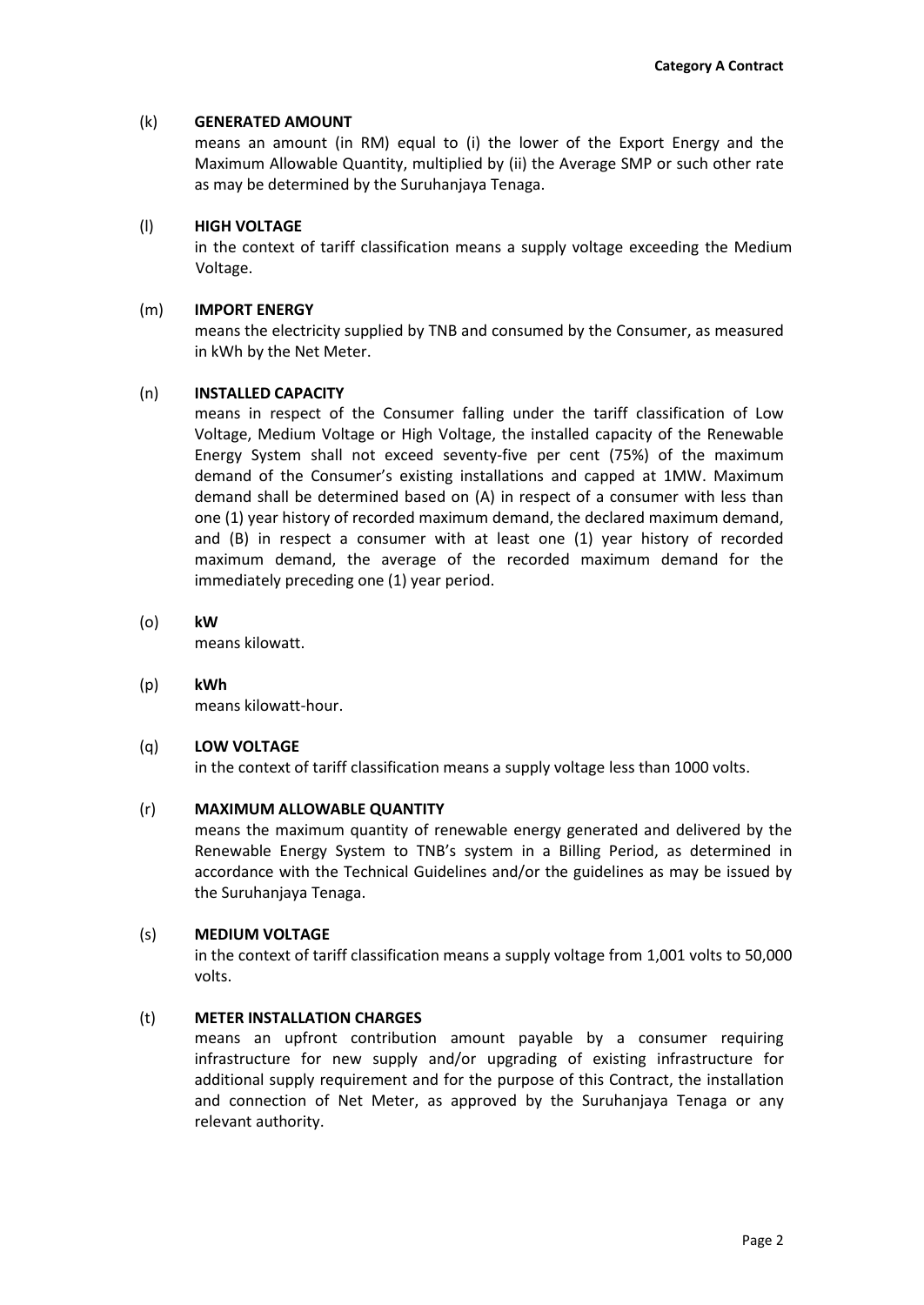(k) **GENERATED AMOUNT**

means an amount (in RM) equal to (i) the lower of the Export Energy and the Maximum Allowable Quantity, multiplied by (ii) the Average SMP or such other rate as may be determined by the Suruhanjaya Tenaga.

(l) **HIGH VOLTAGE**

in the context of tariff classification means a supply voltage exceeding the Medium Voltage.

(m) **IMPORT ENERGY**

means the electricity supplied by TNB and consumed by the Consumer, as measured in kWh by the Net Meter.

(n) **INSTALLED CAPACITY**

means in respect of the Consumer falling under the tariff classification of Low Voltage, Medium Voltage or High Voltage, the installed capacity of the Renewable Energy System shall not exceed seventy-five per cent (75%) of the maximum demand of the Consumer's existing installations and capped at 1MW. Maximum demand shall be determined based on (A) in respect of a consumer with less than one (1) year history of recorded maximum demand, the declared maximum demand, and (B) in respect a consumer with at least one (1) year history of recorded maximum demand, the average of the recorded maximum demand for the immediately preceding one (1) year period.

(o) **kW**

means kilowatt.

(p) **kWh**

means kilowatt-hour.

(q) **LOW VOLTAGE**

in the context of tariff classification means a supply voltage less than 1000 volts.

(r) **MAXIMUM ALLOWABLE QUANTITY**

means the maximum quantity of renewable energy generated and delivered by the Renewable Energy System to TNB's system in a Billing Period, as determined in accordance with the Technical Guidelines and/or the guidelines as may be issued by the Suruhanjaya Tenaga.

(s) **MEDIUM VOLTAGE**

in the context of tariff classification means a supply voltage from 1,001 volts to 50,000 volts.

(t) **METER INSTALLATION CHARGES**

means an upfront contribution amount payable by a consumer requiring infrastructure for new supply and/or upgrading of existing infrastructure for additional supply requirement and for the purpose of this Contract, the installation and connection of Net Meter, as approved by the Suruhanjaya Tenaga or any relevant authority.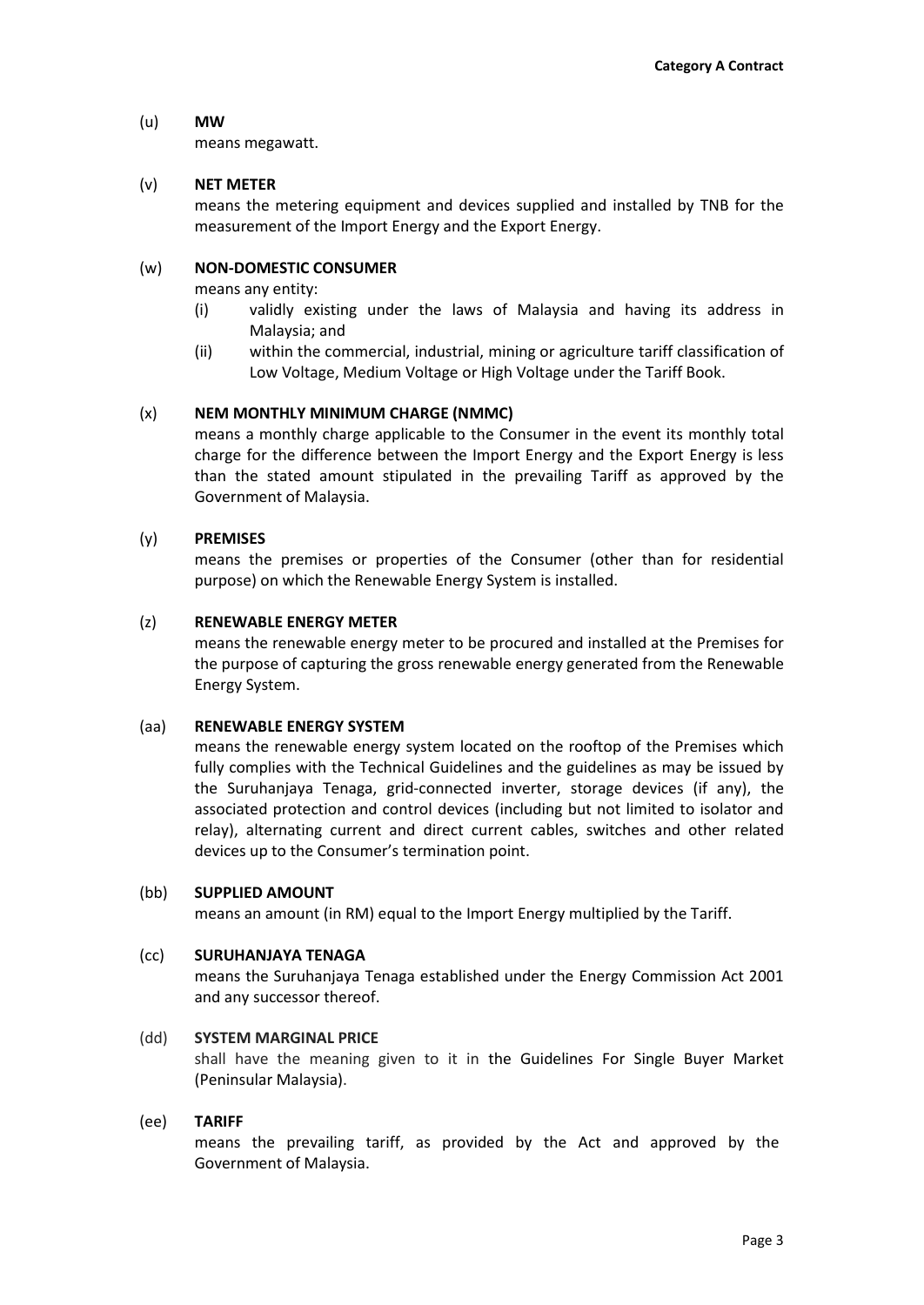(u) **MW**

means megawatt.

(v) **NET METER**

means the metering equipment and devices supplied and installed by TNB for the measurement of the Import Energy and the Export Energy.

(w) **NON-DOMESTIC CONSUMER**

means any entity:

(i) validly existing under the laws of Malaysia and having its address in Malaysia; and

(ii) within the commercial, industrial, mining or agriculture tariff classification of Low Voltage, Medium Voltage or High Voltage under the Tariff Book.

(x) **NEM MONTHLY MINIMUM CHARGE (NMMC)**

means a monthly charge applicable to the Consumer in the event its monthly total charge for the difference between the Import Energy and the Export Energy is less than the stated amount stipulated in the prevailing Tariff as approved by the Government of Malaysia.

(y) **PREMISES**

means the premises or properties of the Consumer (other than for residential purpose) on which the Renewable Energy System is installed.

(z) **RENEWABLE ENERGY METER**

means the renewable energy meter to be procured and installed at the Premises for the purpose of capturing the gross renewable energy generated from the Renewable Energy System.

(aa) **RENEWABLE ENERGY SYSTEM**

means the renewable energy system located on the rooftop of the Premises which fully complies with the Technical Guidelines and the guidelines as may be issued by the Suruhanjaya Tenaga, grid-connected inverter, storage devices (if any), the associated protection and control devices (including but not limited to isolator and relay), alternating current and direct current cables, switches and other related devices up to the Consumer's termination point.

(bb) **SUPPLIED AMOUNT**

means an amount (in RM) equal to the Import Energy multiplied by the Tariff.

(cc) **SURUHANJAYA TENAGA**

means the Suruhanjaya Tenaga established under the Energy Commission Act 2001 and any successor thereof.

(dd) **SYSTEM MARGINAL PRICE**

shall have the meaning given to it in the Guidelines For Single Buyer Market (Peninsular Malaysia).

(ee) **TARIFF**

means the prevailing tariff, as provided by the Act and approved by the Government of Malaysia.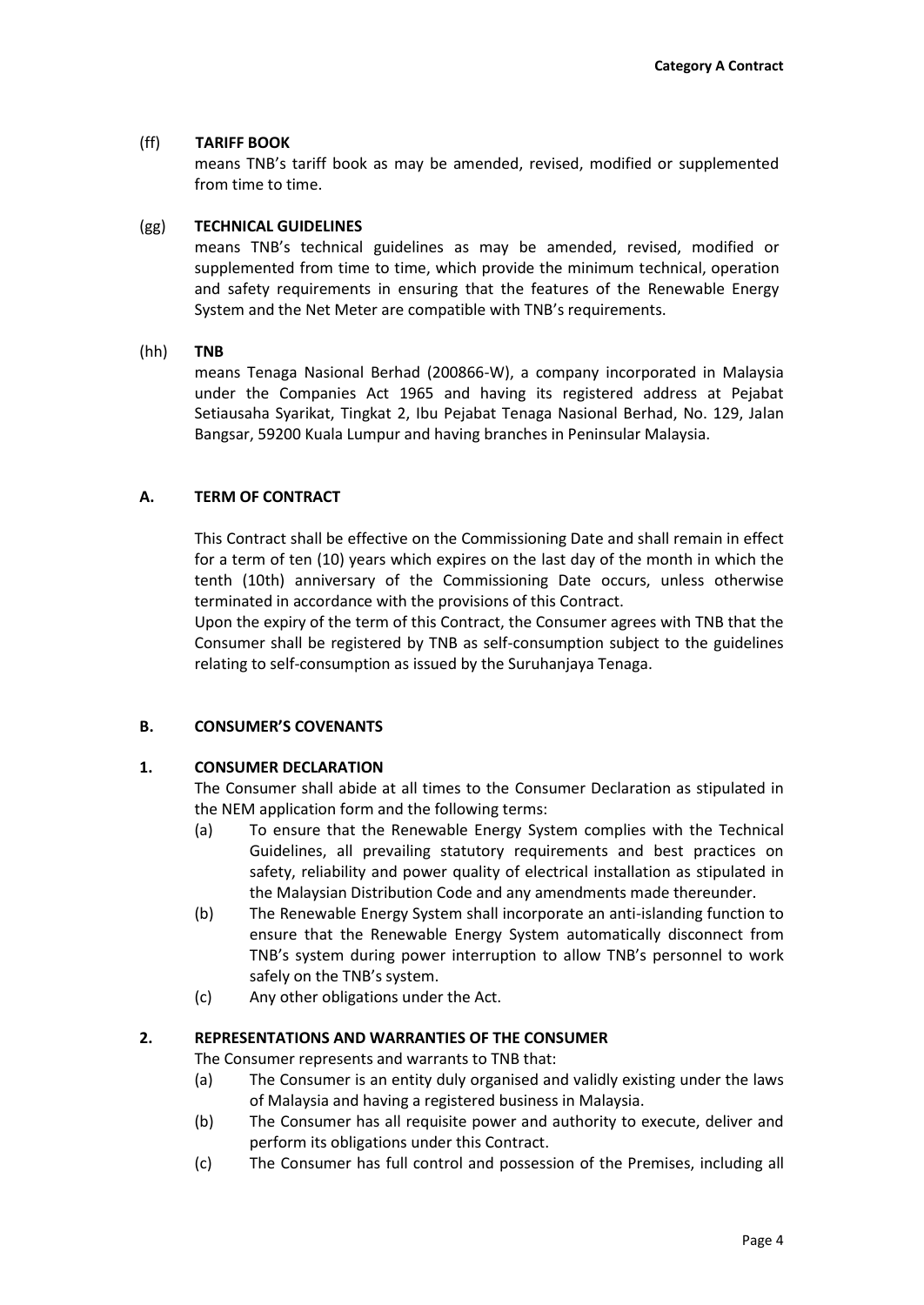(ff) **TARIFF BOOK**
means TNB's tariff book as may be amended, revised, modified or supplemented from time to time.

(gg) **TECHNICAL GUIDELINES**
means TNB's technical guidelines as may be amended, revised, modified or supplemented from time to time, which provide the minimum technical, operation and safety requirements in ensuring that the features of the Renewable Energy System and the Net Meter are compatible with TNB's requirements.

(hh) **TNB**
means Tenaga Nasional Berhad (200866-W), a company incorporated in Malaysia under the Companies Act 1965 and having its registered address at Pejabat Setiausaha Syarikat, Tingkat 2, Ibu Pejabat Tenaga Nasional Berhad, No. 129, Jalan Bangsar, 59200 Kuala Lumpur and having branches in Peninsular Malaysia.

## A. TERM OF CONTRACT

This Contract shall be effective on the Commissioning Date and shall remain in effect for a term of ten (10) years which expires on the last day of the month in which the tenth (10th) anniversary of the Commissioning Date occurs, unless otherwise terminated in accordance with the provisions of this Contract.
Upon the expiry of the term of this Contract, the Consumer agrees with TNB that the Consumer shall be registered by TNB as self-consumption subject to the guidelines relating to self-consumption as issued by the Suruhanjaya Tenaga.

## B. CONSUMER'S COVENANTS

### 1. CONSUMER DECLARATION

The Consumer shall abide at all times to the Consumer Declaration as stipulated in the NEM application form and the following terms:

(a) To ensure that the Renewable Energy System complies with the Technical Guidelines, all prevailing statutory requirements and best practices on safety, reliability and power quality of electrical installation as stipulated in the Malaysian Distribution Code and any amendments made thereunder.

(b) The Renewable Energy System shall incorporate an anti-islanding function to ensure that the Renewable Energy System automatically disconnect from TNB's system during power interruption to allow TNB's personnel to work safely on the TNB's system.

(c) Any other obligations under the Act.

### 2. REPRESENTATIONS AND WARRANTIES OF THE CONSUMER

The Consumer represents and warrants to TNB that:

(a) The Consumer is an entity duly organised and validly existing under the laws of Malaysia and having a registered business in Malaysia.

(b) The Consumer has all requisite power and authority to execute, deliver and perform its obligations under this Contract.

(c) The Consumer has full control and possession of the Premises, including all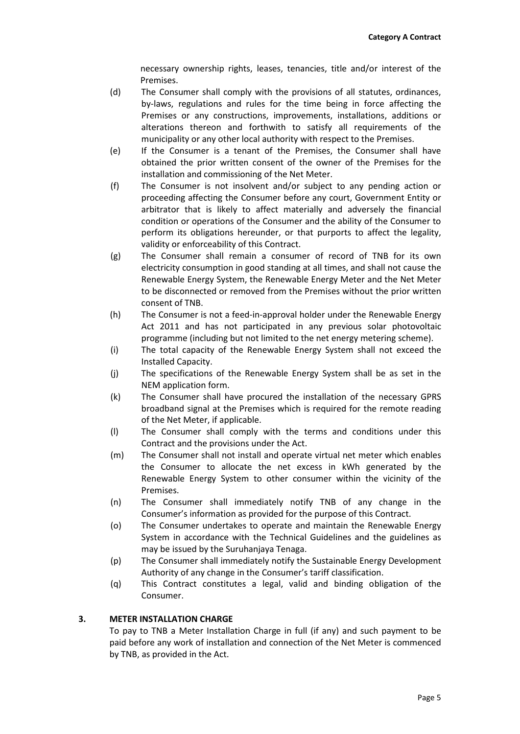necessary ownership rights, leases, tenancies, title and/or interest of the Premises.

(d) The Consumer shall comply with the provisions of all statutes, ordinances, by-laws, regulations and rules for the time being in force affecting the Premises or any constructions, improvements, installations, additions or alterations thereon and forthwith to satisfy all requirements of the municipality or any other local authority with respect to the Premises.

(e) If the Consumer is a tenant of the Premises, the Consumer shall have obtained the prior written consent of the owner of the Premises for the installation and commissioning of the Net Meter.

(f) The Consumer is not insolvent and/or subject to any pending action or proceeding affecting the Consumer before any court, Government Entity or arbitrator that is likely to affect materially and adversely the financial condition or operations of the Consumer and the ability of the Consumer to perform its obligations hereunder, or that purports to affect the legality, validity or enforceability of this Contract.

(g) The Consumer shall remain a consumer of record of TNB for its own electricity consumption in good standing at all times, and shall not cause the Renewable Energy System, the Renewable Energy Meter and the Net Meter to be disconnected or removed from the Premises without the prior written consent of TNB.

(h) The Consumer is not a feed-in-approval holder under the Renewable Energy Act 2011 and has not participated in any previous solar photovoltaic programme (including but not limited to the net energy metering scheme).

(i) The total capacity of the Renewable Energy System shall not exceed the Installed Capacity.

(j) The specifications of the Renewable Energy System shall be as set in the NEM application form.

(k) The Consumer shall have procured the installation of the necessary GPRS broadband signal at the Premises which is required for the remote reading of the Net Meter, if applicable.

(l) The Consumer shall comply with the terms and conditions under this Contract and the provisions under the Act.

(m) The Consumer shall not install and operate virtual net meter which enables the Consumer to allocate the net excess in kWh generated by the Renewable Energy System to other consumer within the vicinity of the Premises.

(n) The Consumer shall immediately notify TNB of any change in the Consumer's information as provided for the purpose of this Contract.

(o) The Consumer undertakes to operate and maintain the Renewable Energy System in accordance with the Technical Guidelines and the guidelines as may be issued by the Suruhanjaya Tenaga.

(p) The Consumer shall immediately notify the Sustainable Energy Development Authority of any change in the Consumer's tariff classification.

(q) This Contract constitutes a legal, valid and binding obligation of the Consumer.

## 3. METER INSTALLATION CHARGE

To pay to TNB a Meter Installation Charge in full (if any) and such payment to be paid before any work of installation and connection of the Net Meter is commenced by TNB, as provided in the Act.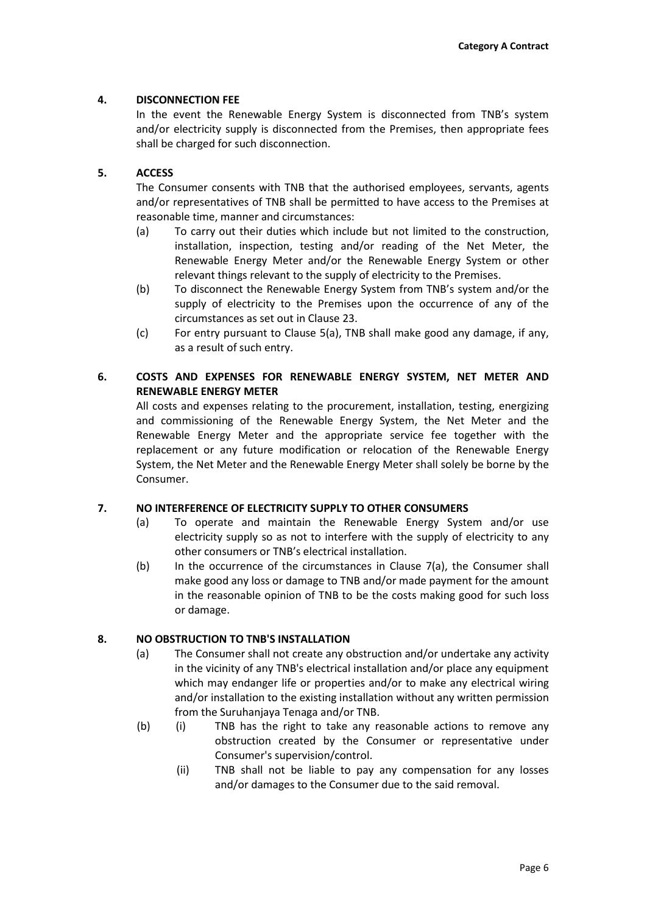## 4. DISCONNECTION FEE

In the event the Renewable Energy System is disconnected from TNB's system and/or electricity supply is disconnected from the Premises, then appropriate fees shall be charged for such disconnection.

## 5. ACCESS

The Consumer consents with TNB that the authorised employees, servants, agents and/or representatives of TNB shall be permitted to have access to the Premises at reasonable time, manner and circumstances:

(a) To carry out their duties which include but not limited to the construction, installation, inspection, testing and/or reading of the Net Meter, the Renewable Energy Meter and/or the Renewable Energy System or other relevant things relevant to the supply of electricity to the Premises.

(b) To disconnect the Renewable Energy System from TNB's system and/or the supply of electricity to the Premises upon the occurrence of any of the circumstances as set out in Clause 23.

(c) For entry pursuant to Clause 5(a), TNB shall make good any damage, if any, as a result of such entry.

## 6. COSTS AND EXPENSES FOR RENEWABLE ENERGY SYSTEM, NET METER AND RENEWABLE ENERGY METER

All costs and expenses relating to the procurement, installation, testing, energizing and commissioning of the Renewable Energy System, the Net Meter and the Renewable Energy Meter and the appropriate service fee together with the replacement or any future modification or relocation of the Renewable Energy System, the Net Meter and the Renewable Energy Meter shall solely be borne by the Consumer.

## 7. NO INTERFERENCE OF ELECTRICITY SUPPLY TO OTHER CONSUMERS

(a) To operate and maintain the Renewable Energy System and/or use electricity supply so as not to interfere with the supply of electricity to any other consumers or TNB's electrical installation.

(b) In the occurrence of the circumstances in Clause 7(a), the Consumer shall make good any loss or damage to TNB and/or made payment for the amount in the reasonable opinion of TNB to be the costs making good for such loss or damage.

## 8. NO OBSTRUCTION TO TNB'S INSTALLATION

(a) The Consumer shall not create any obstruction and/or undertake any activity in the vicinity of any TNB's electrical installation and/or place any equipment which may endanger life or properties and/or to make any electrical wiring and/or installation to the existing installation without any written permission from the Suruhanjaya Tenaga and/or TNB.

(b) (i) TNB has the right to take any reasonable actions to remove any obstruction created by the Consumer or representative under Consumer's supervision/control.

(ii) TNB shall not be liable to pay any compensation for any losses and/or damages to the Consumer due to the said removal.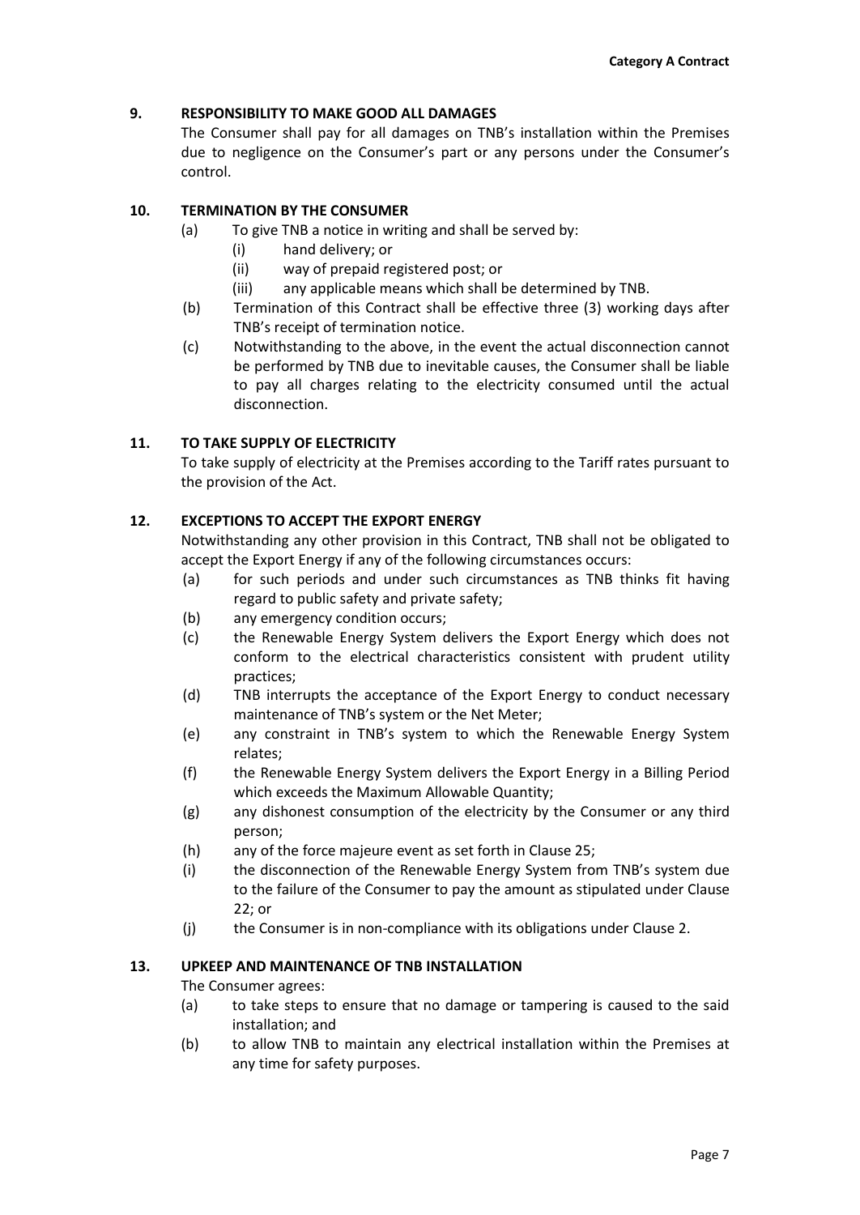## 9. RESPONSIBILITY TO MAKE GOOD ALL DAMAGES

The Consumer shall pay for all damages on TNB's installation within the Premises due to negligence on the Consumer's part or any persons under the Consumer's control.

## 10. TERMINATION BY THE CONSUMER

(a) To give TNB a notice in writing and shall be served by:

  (i) hand delivery; or

  (ii) way of prepaid registered post; or

  (iii) any applicable means which shall be determined by TNB.

(b) Termination of this Contract shall be effective three (3) working days after TNB's receipt of termination notice.

(c) Notwithstanding to the above, in the event the actual disconnection cannot be performed by TNB due to inevitable causes, the Consumer shall be liable to pay all charges relating to the electricity consumed until the actual disconnection.

## 11. TO TAKE SUPPLY OF ELECTRICITY

To take supply of electricity at the Premises according to the Tariff rates pursuant to the provision of the Act.

## 12. EXCEPTIONS TO ACCEPT THE EXPORT ENERGY

Notwithstanding any other provision in this Contract, TNB shall not be obligated to accept the Export Energy if any of the following circumstances occurs:

(a) for such periods and under such circumstances as TNB thinks fit having regard to public safety and private safety;

(b) any emergency condition occurs;

(c) the Renewable Energy System delivers the Export Energy which does not conform to the electrical characteristics consistent with prudent utility practices;

(d) TNB interrupts the acceptance of the Export Energy to conduct necessary maintenance of TNB's system or the Net Meter;

(e) any constraint in TNB's system to which the Renewable Energy System relates;

(f) the Renewable Energy System delivers the Export Energy in a Billing Period which exceeds the Maximum Allowable Quantity;

(g) any dishonest consumption of the electricity by the Consumer or any third person;

(h) any of the force majeure event as set forth in Clause 25;

(i) the disconnection of the Renewable Energy System from TNB's system due to the failure of the Consumer to pay the amount as stipulated under Clause 22; or

(j) the Consumer is in non-compliance with its obligations under Clause 2.

## 13. UPKEEP AND MAINTENANCE OF TNB INSTALLATION

The Consumer agrees:

(a) to take steps to ensure that no damage or tampering is caused to the said installation; and

(b) to allow TNB to maintain any electrical installation within the Premises at any time for safety purposes.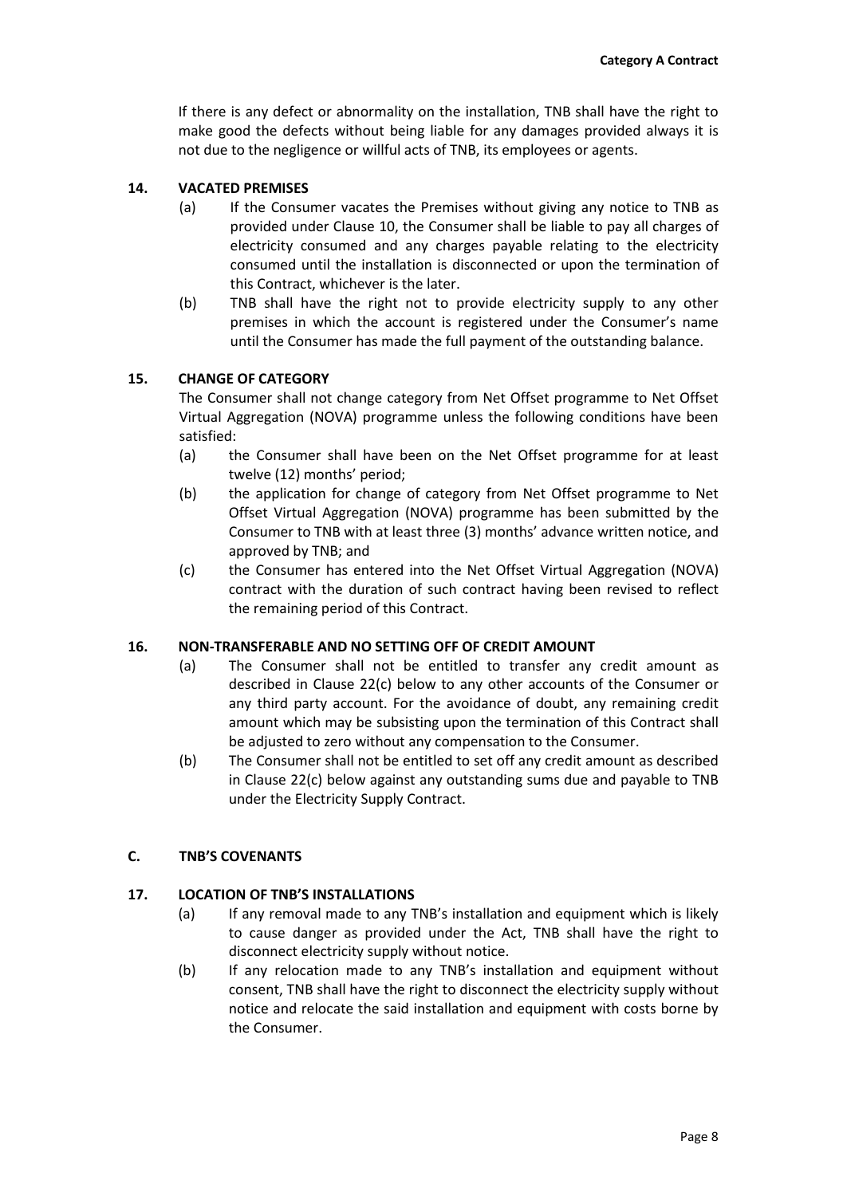If there is any defect or abnormality on the installation, TNB shall have the right to make good the defects without being liable for any damages provided always it is not due to the negligence or willful acts of TNB, its employees or agents.

**14. VACATED PREMISES**

(a) If the Consumer vacates the Premises without giving any notice to TNB as provided under Clause 10, the Consumer shall be liable to pay all charges of electricity consumed and any charges payable relating to the electricity consumed until the installation is disconnected or upon the termination of this Contract, whichever is the later.

(b) TNB shall have the right not to provide electricity supply to any other premises in which the account is registered under the Consumer's name until the Consumer has made the full payment of the outstanding balance.

**15. CHANGE OF CATEGORY**

The Consumer shall not change category from Net Offset programme to Net Offset Virtual Aggregation (NOVA) programme unless the following conditions have been satisfied:

(a) the Consumer shall have been on the Net Offset programme for at least twelve (12) months' period;

(b) the application for change of category from Net Offset programme to Net Offset Virtual Aggregation (NOVA) programme has been submitted by the Consumer to TNB with at least three (3) months' advance written notice, and approved by TNB; and

(c) the Consumer has entered into the Net Offset Virtual Aggregation (NOVA) contract with the duration of such contract having been revised to reflect the remaining period of this Contract.

**16. NON-TRANSFERABLE AND NO SETTING OFF OF CREDIT AMOUNT**

(a) The Consumer shall not be entitled to transfer any credit amount as described in Clause 22(c) below to any other accounts of the Consumer or any third party account. For the avoidance of doubt, any remaining credit amount which may be subsisting upon the termination of this Contract shall be adjusted to zero without any compensation to the Consumer.

(b) The Consumer shall not be entitled to set off any credit amount as described in Clause 22(c) below against any outstanding sums due and payable to TNB under the Electricity Supply Contract.

## C. TNB'S COVENANTS

**17. LOCATION OF TNB'S INSTALLATIONS**

(a) If any removal made to any TNB's installation and equipment which is likely to cause danger as provided under the Act, TNB shall have the right to disconnect electricity supply without notice.

(b) If any relocation made to any TNB's installation and equipment without consent, TNB shall have the right to disconnect the electricity supply without notice and relocate the said installation and equipment with costs borne by the Consumer.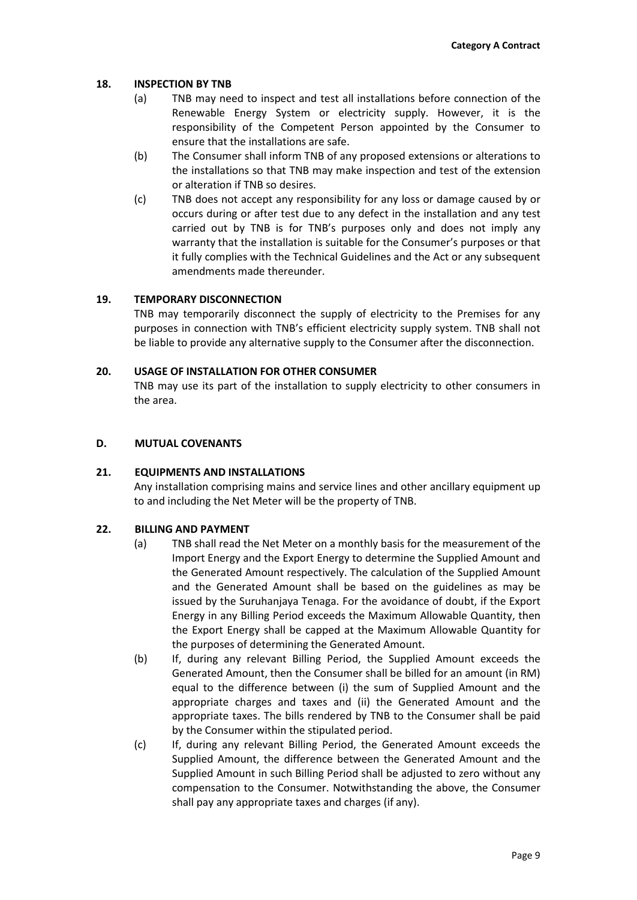**18. INSPECTION BY TNB**

(a) TNB may need to inspect and test all installations before connection of the Renewable Energy System or electricity supply. However, it is the responsibility of the Competent Person appointed by the Consumer to ensure that the installations are safe.

(b) The Consumer shall inform TNB of any proposed extensions or alterations to the installations so that TNB may make inspection and test of the extension or alteration if TNB so desires.

(c) TNB does not accept any responsibility for any loss or damage caused by or occurs during or after test due to any defect in the installation and any test carried out by TNB is for TNB's purposes only and does not imply any warranty that the installation is suitable for the Consumer's purposes or that it fully complies with the Technical Guidelines and the Act or any subsequent amendments made thereunder.

**19. TEMPORARY DISCONNECTION**

TNB may temporarily disconnect the supply of electricity to the Premises for any purposes in connection with TNB's efficient electricity supply system. TNB shall not be liable to provide any alternative supply to the Consumer after the disconnection.

**20. USAGE OF INSTALLATION FOR OTHER CONSUMER**

TNB may use its part of the installation to supply electricity to other consumers in the area.

## D. MUTUAL COVENANTS

**21. EQUIPMENTS AND INSTALLATIONS**

Any installation comprising mains and service lines and other ancillary equipment up to and including the Net Meter will be the property of TNB.

**22. BILLING AND PAYMENT**

(a) TNB shall read the Net Meter on a monthly basis for the measurement of the Import Energy and the Export Energy to determine the Supplied Amount and the Generated Amount respectively. The calculation of the Supplied Amount and the Generated Amount shall be based on the guidelines as may be issued by the Suruhanjaya Tenaga. For the avoidance of doubt, if the Export Energy in any Billing Period exceeds the Maximum Allowable Quantity, then the Export Energy shall be capped at the Maximum Allowable Quantity for the purposes of determining the Generated Amount.

(b) If, during any relevant Billing Period, the Supplied Amount exceeds the Generated Amount, then the Consumer shall be billed for an amount (in RM) equal to the difference between (i) the sum of Supplied Amount and the appropriate charges and taxes and (ii) the Generated Amount and the appropriate taxes. The bills rendered by TNB to the Consumer shall be paid by the Consumer within the stipulated period.

(c) If, during any relevant Billing Period, the Generated Amount exceeds the Supplied Amount, the difference between the Generated Amount and the Supplied Amount in such Billing Period shall be adjusted to zero without any compensation to the Consumer. Notwithstanding the above, the Consumer shall pay any appropriate taxes and charges (if any).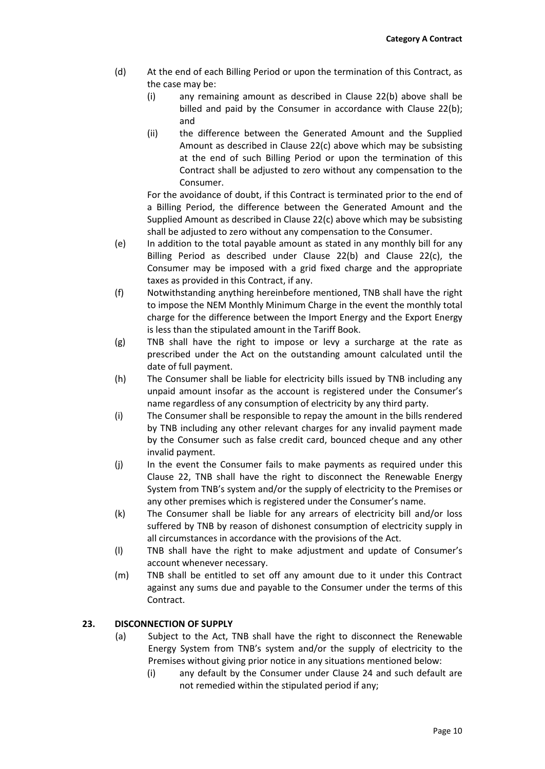(d) At the end of each Billing Period or upon the termination of this Contract, as the case may be:

   (i) any remaining amount as described in Clause 22(b) above shall be billed and paid by the Consumer in accordance with Clause 22(b); and

   (ii) the difference between the Generated Amount and the Supplied Amount as described in Clause 22(c) above which may be subsisting at the end of such Billing Period or upon the termination of this Contract shall be adjusted to zero without any compensation to the Consumer.

   For the avoidance of doubt, if this Contract is terminated prior to the end of a Billing Period, the difference between the Generated Amount and the Supplied Amount as described in Clause 22(c) above which may be subsisting shall be adjusted to zero without any compensation to the Consumer.

(e) In addition to the total payable amount as stated in any monthly bill for any Billing Period as described under Clause 22(b) and Clause 22(c), the Consumer may be imposed with a grid fixed charge and the appropriate taxes as provided in this Contract, if any.

(f) Notwithstanding anything hereinbefore mentioned, TNB shall have the right to impose the NEM Monthly Minimum Charge in the event the monthly total charge for the difference between the Import Energy and the Export Energy is less than the stipulated amount in the Tariff Book.

(g) TNB shall have the right to impose or levy a surcharge at the rate as prescribed under the Act on the outstanding amount calculated until the date of full payment.

(h) The Consumer shall be liable for electricity bills issued by TNB including any unpaid amount insofar as the account is registered under the Consumer's name regardless of any consumption of electricity by any third party.

(i) The Consumer shall be responsible to repay the amount in the bills rendered by TNB including any other relevant charges for any invalid payment made by the Consumer such as false credit card, bounced cheque and any other invalid payment.

(j) In the event the Consumer fails to make payments as required under this Clause 22, TNB shall have the right to disconnect the Renewable Energy System from TNB's system and/or the supply of electricity to the Premises or any other premises which is registered under the Consumer's name.

(k) The Consumer shall be liable for any arrears of electricity bill and/or loss suffered by TNB by reason of dishonest consumption of electricity supply in all circumstances in accordance with the provisions of the Act.

(l) TNB shall have the right to make adjustment and update of Consumer's account whenever necessary.

(m) TNB shall be entitled to set off any amount due to it under this Contract against any sums due and payable to the Consumer under the terms of this Contract.

## 23. DISCONNECTION OF SUPPLY

(a) Subject to the Act, TNB shall have the right to disconnect the Renewable Energy System from TNB's system and/or the supply of electricity to the Premises without giving prior notice in any situations mentioned below:

   (i) any default by the Consumer under Clause 24 and such default are not remedied within the stipulated period if any;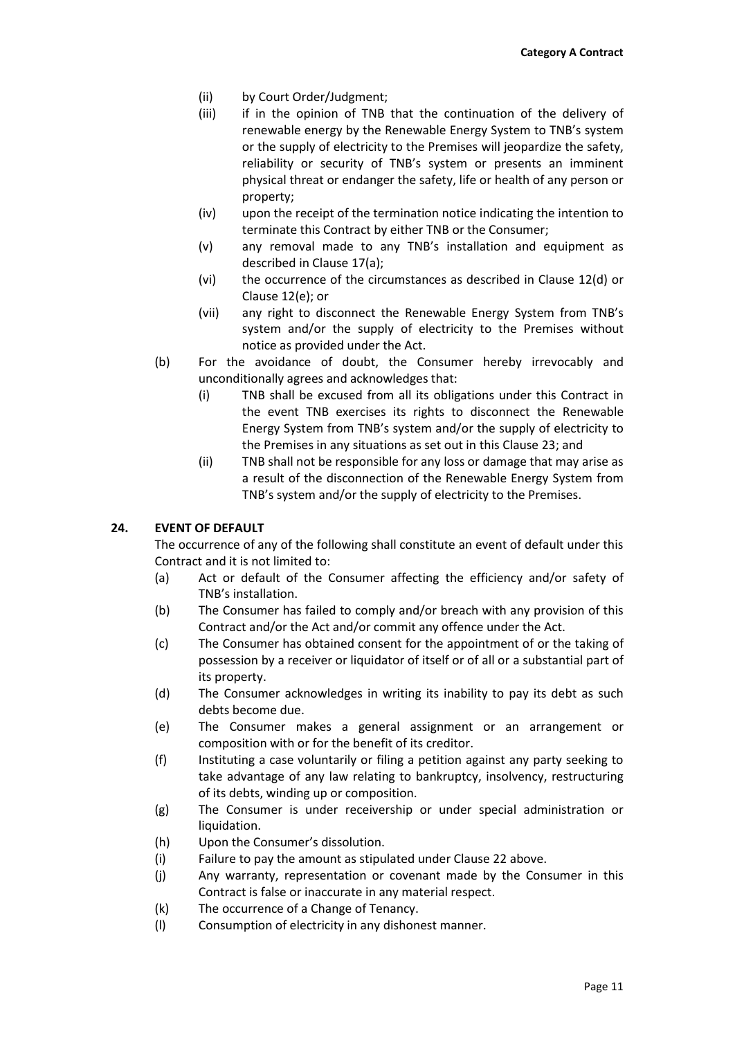(ii) by Court Order/Judgment;

(iii) if in the opinion of TNB that the continuation of the delivery of renewable energy by the Renewable Energy System to TNB's system or the supply of electricity to the Premises will jeopardize the safety, reliability or security of TNB's system or presents an imminent physical threat or endanger the safety, life or health of any person or property;

(iv) upon the receipt of the termination notice indicating the intention to terminate this Contract by either TNB or the Consumer;

(v) any removal made to any TNB's installation and equipment as described in Clause 17(a);

(vi) the occurrence of the circumstances as described in Clause 12(d) or Clause 12(e); or

(vii) any right to disconnect the Renewable Energy System from TNB's system and/or the supply of electricity to the Premises without notice as provided under the Act.

(b) For the avoidance of doubt, the Consumer hereby irrevocably and unconditionally agrees and acknowledges that:

(i) TNB shall be excused from all its obligations under this Contract in the event TNB exercises its rights to disconnect the Renewable Energy System from TNB's system and/or the supply of electricity to the Premises in any situations as set out in this Clause 23; and

(ii) TNB shall not be responsible for any loss or damage that may arise as a result of the disconnection of the Renewable Energy System from TNB's system and/or the supply of electricity to the Premises.

## 24. EVENT OF DEFAULT

The occurrence of any of the following shall constitute an event of default under this Contract and it is not limited to:

(a) Act or default of the Consumer affecting the efficiency and/or safety of TNB's installation.

(b) The Consumer has failed to comply and/or breach with any provision of this Contract and/or the Act and/or commit any offence under the Act.

(c) The Consumer has obtained consent for the appointment of or the taking of possession by a receiver or liquidator of itself or of all or a substantial part of its property.

(d) The Consumer acknowledges in writing its inability to pay its debt as such debts become due.

(e) The Consumer makes a general assignment or an arrangement or composition with or for the benefit of its creditor.

(f) Instituting a case voluntarily or filing a petition against any party seeking to take advantage of any law relating to bankruptcy, insolvency, restructuring of its debts, winding up or composition.

(g) The Consumer is under receivership or under special administration or liquidation.

(h) Upon the Consumer's dissolution.

(i) Failure to pay the amount as stipulated under Clause 22 above.

(j) Any warranty, representation or covenant made by the Consumer in this Contract is false or inaccurate in any material respect.

(k) The occurrence of a Change of Tenancy.

(l) Consumption of electricity in any dishonest manner.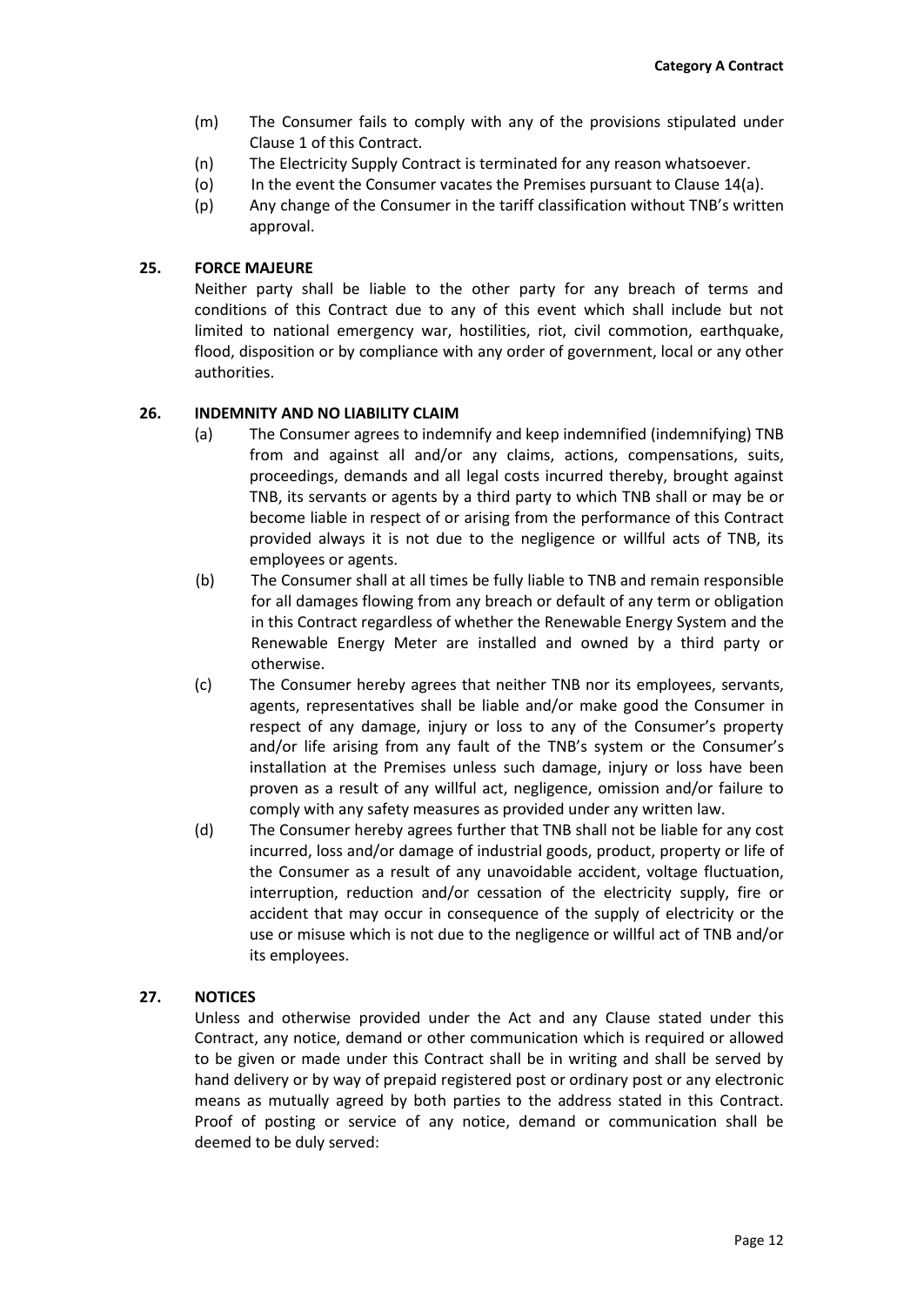(m) The Consumer fails to comply with any of the provisions stipulated under Clause 1 of this Contract.

(n) The Electricity Supply Contract is terminated for any reason whatsoever.

(o) In the event the Consumer vacates the Premises pursuant to Clause 14(a).

(p) Any change of the Consumer in the tariff classification without TNB's written approval.

## 25. FORCE MAJEURE

Neither party shall be liable to the other party for any breach of terms and conditions of this Contract due to any of this event which shall include but not limited to national emergency war, hostilities, riot, civil commotion, earthquake, flood, disposition or by compliance with any order of government, local or any other authorities.

## 26. INDEMNITY AND NO LIABILITY CLAIM

(a) The Consumer agrees to indemnify and keep indemnified (indemnifying) TNB from and against all and/or any claims, actions, compensations, suits, proceedings, demands and all legal costs incurred thereby, brought against TNB, its servants or agents by a third party to which TNB shall or may be or become liable in respect of or arising from the performance of this Contract provided always it is not due to the negligence or willful acts of TNB, its employees or agents.

(b) The Consumer shall at all times be fully liable to TNB and remain responsible for all damages flowing from any breach or default of any term or obligation in this Contract regardless of whether the Renewable Energy System and the Renewable Energy Meter are installed and owned by a third party or otherwise.

(c) The Consumer hereby agrees that neither TNB nor its employees, servants, agents, representatives shall be liable and/or make good the Consumer in respect of any damage, injury or loss to any of the Consumer's property and/or life arising from any fault of the TNB's system or the Consumer's installation at the Premises unless such damage, injury or loss have been proven as a result of any willful act, negligence, omission and/or failure to comply with any safety measures as provided under any written law.

(d) The Consumer hereby agrees further that TNB shall not be liable for any cost incurred, loss and/or damage of industrial goods, product, property or life of the Consumer as a result of any unavoidable accident, voltage fluctuation, interruption, reduction and/or cessation of the electricity supply, fire or accident that may occur in consequence of the supply of electricity or the use or misuse which is not due to the negligence or willful act of TNB and/or its employees.

## 27. NOTICES

Unless and otherwise provided under the Act and any Clause stated under this Contract, any notice, demand or other communication which is required or allowed to be given or made under this Contract shall be in writing and shall be served by hand delivery or by way of prepaid registered post or ordinary post or any electronic means as mutually agreed by both parties to the address stated in this Contract. Proof of posting or service of any notice, demand or communication shall be deemed to be duly served: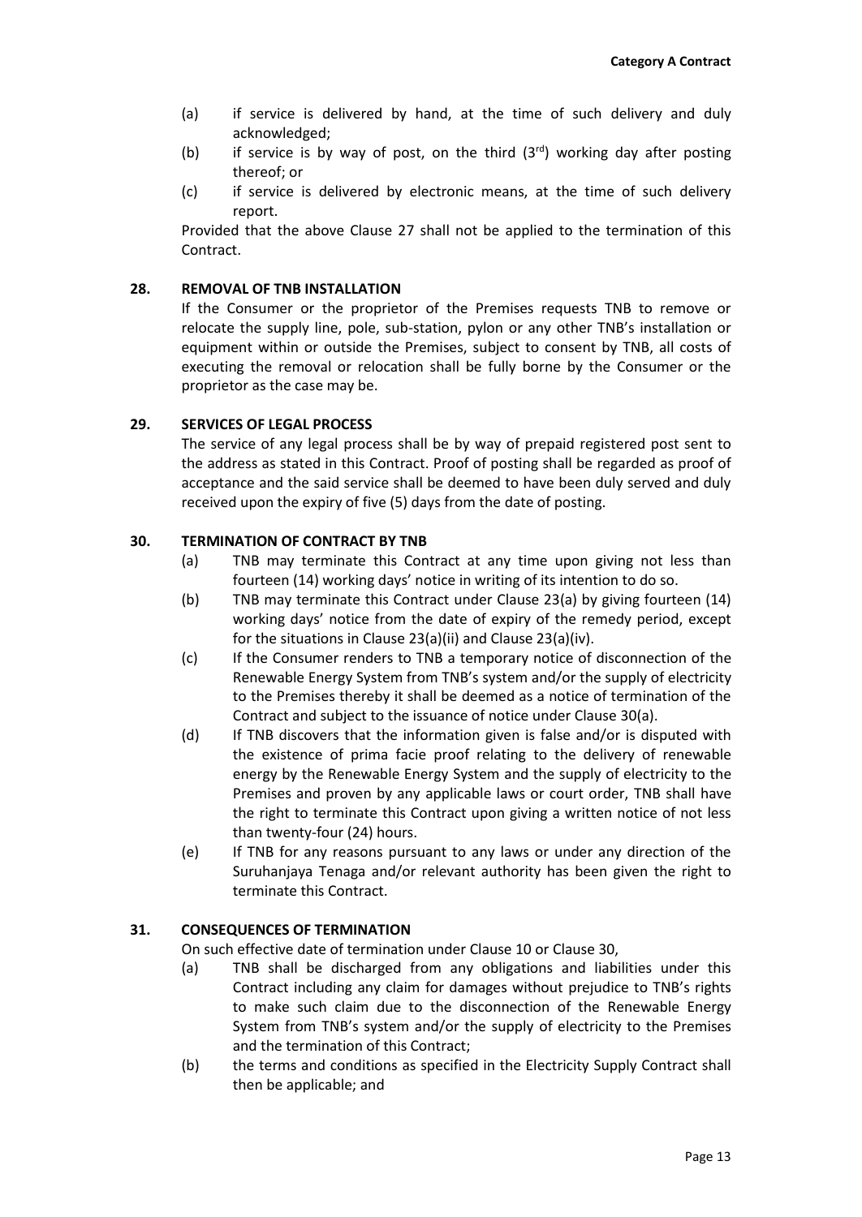(a) if service is delivered by hand, at the time of such delivery and duly acknowledged;

(b) if service is by way of post, on the third (3rd) working day after posting thereof; or

(c) if service is delivered by electronic means, at the time of such delivery report.

Provided that the above Clause 27 shall not be applied to the termination of this Contract.

## 28. REMOVAL OF TNB INSTALLATION

If the Consumer or the proprietor of the Premises requests TNB to remove or relocate the supply line, pole, sub-station, pylon or any other TNB's installation or equipment within or outside the Premises, subject to consent by TNB, all costs of executing the removal or relocation shall be fully borne by the Consumer or the proprietor as the case may be.

## 29. SERVICES OF LEGAL PROCESS

The service of any legal process shall be by way of prepaid registered post sent to the address as stated in this Contract. Proof of posting shall be regarded as proof of acceptance and the said service shall be deemed to have been duly served and duly received upon the expiry of five (5) days from the date of posting.

## 30. TERMINATION OF CONTRACT BY TNB

(a) TNB may terminate this Contract at any time upon giving not less than fourteen (14) working days' notice in writing of its intention to do so.

(b) TNB may terminate this Contract under Clause 23(a) by giving fourteen (14) working days' notice from the date of expiry of the remedy period, except for the situations in Clause 23(a)(ii) and Clause 23(a)(iv).

(c) If the Consumer renders to TNB a temporary notice of disconnection of the Renewable Energy System from TNB's system and/or the supply of electricity to the Premises thereby it shall be deemed as a notice of termination of the Contract and subject to the issuance of notice under Clause 30(a).

(d) If TNB discovers that the information given is false and/or is disputed with the existence of prima facie proof relating to the delivery of renewable energy by the Renewable Energy System and the supply of electricity to the Premises and proven by any applicable laws or court order, TNB shall have the right to terminate this Contract upon giving a written notice of not less than twenty-four (24) hours.

(e) If TNB for any reasons pursuant to any laws or under any direction of the Suruhanjaya Tenaga and/or relevant authority has been given the right to terminate this Contract.

## 31. CONSEQUENCES OF TERMINATION

On such effective date of termination under Clause 10 or Clause 30,

(a) TNB shall be discharged from any obligations and liabilities under this Contract including any claim for damages without prejudice to TNB's rights to make such claim due to the disconnection of the Renewable Energy System from TNB's system and/or the supply of electricity to the Premises and the termination of this Contract;

(b) the terms and conditions as specified in the Electricity Supply Contract shall then be applicable; and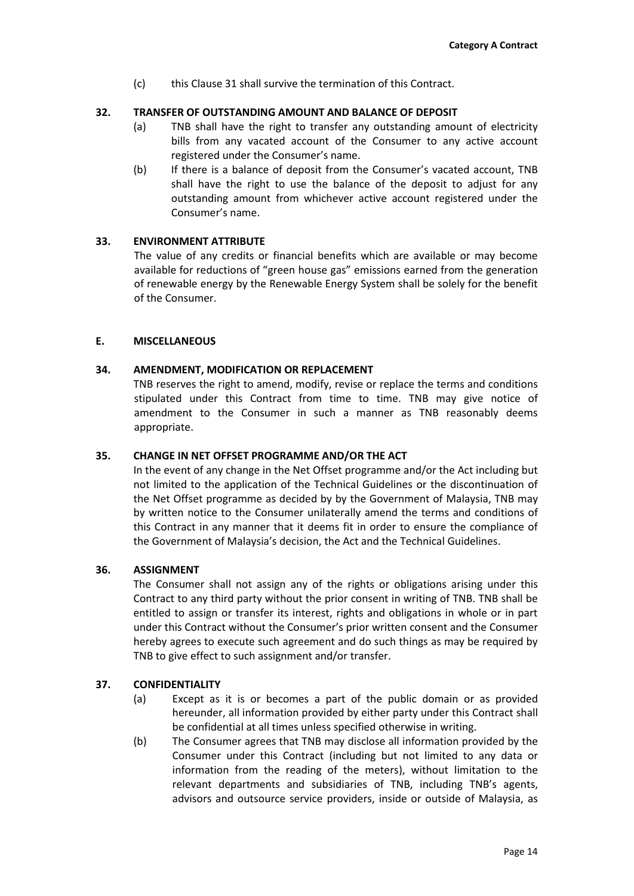(c) this Clause 31 shall survive the termination of this Contract.

**32. TRANSFER OF OUTSTANDING AMOUNT AND BALANCE OF DEPOSIT**

(a) TNB shall have the right to transfer any outstanding amount of electricity bills from any vacated account of the Consumer to any active account registered under the Consumer's name.

(b) If there is a balance of deposit from the Consumer's vacated account, TNB shall have the right to use the balance of the deposit to adjust for any outstanding amount from whichever active account registered under the Consumer's name.

**33. ENVIRONMENT ATTRIBUTE**

The value of any credits or financial benefits which are available or may become available for reductions of "green house gas" emissions earned from the generation of renewable energy by the Renewable Energy System shall be solely for the benefit of the Consumer.

**E. MISCELLANEOUS**

**34. AMENDMENT, MODIFICATION OR REPLACEMENT**

TNB reserves the right to amend, modify, revise or replace the terms and conditions stipulated under this Contract from time to time. TNB may give notice of amendment to the Consumer in such a manner as TNB reasonably deems appropriate.

**35. CHANGE IN NET OFFSET PROGRAMME AND/OR THE ACT**

In the event of any change in the Net Offset programme and/or the Act including but not limited to the application of the Technical Guidelines or the discontinuation of the Net Offset programme as decided by by the Government of Malaysia, TNB may by written notice to the Consumer unilaterally amend the terms and conditions of this Contract in any manner that it deems fit in order to ensure the compliance of the Government of Malaysia's decision, the Act and the Technical Guidelines.

**36. ASSIGNMENT**

The Consumer shall not assign any of the rights or obligations arising under this Contract to any third party without the prior consent in writing of TNB. TNB shall be entitled to assign or transfer its interest, rights and obligations in whole or in part under this Contract without the Consumer's prior written consent and the Consumer hereby agrees to execute such agreement and do such things as may be required by TNB to give effect to such assignment and/or transfer.

**37. CONFIDENTIALITY**

(a) Except as it is or becomes a part of the public domain or as provided hereunder, all information provided by either party under this Contract shall be confidential at all times unless specified otherwise in writing.

(b) The Consumer agrees that TNB may disclose all information provided by the Consumer under this Contract (including but not limited to any data or information from the reading of the meters), without limitation to the relevant departments and subsidiaries of TNB, including TNB's agents, advisors and outsource service providers, inside or outside of Malaysia, as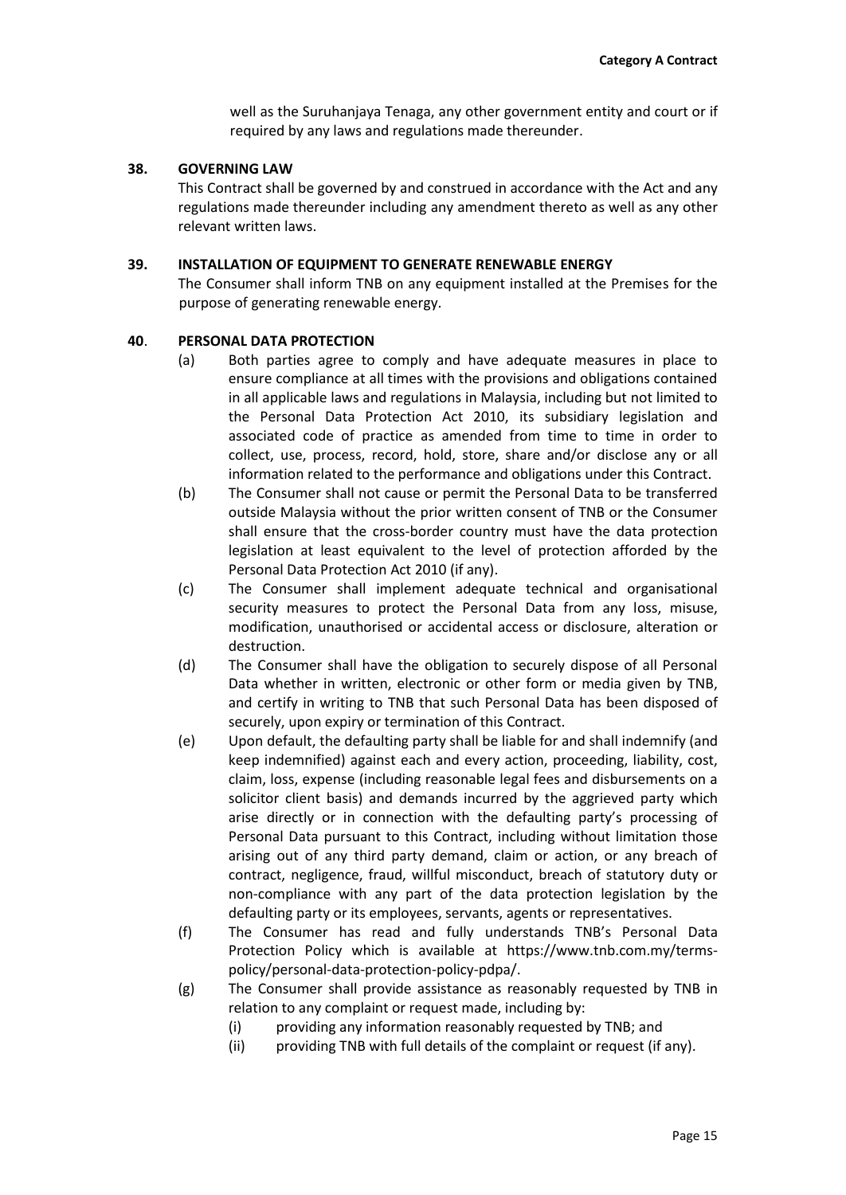well as the Suruhanjaya Tenaga, any other government entity and court or if required by any laws and regulations made thereunder.

## 38. GOVERNING LAW

This Contract shall be governed by and construed in accordance with the Act and any regulations made thereunder including any amendment thereto as well as any other relevant written laws.

## 39. INSTALLATION OF EQUIPMENT TO GENERATE RENEWABLE ENERGY

The Consumer shall inform TNB on any equipment installed at the Premises for the purpose of generating renewable energy.

## 40. PERSONAL DATA PROTECTION

(a) Both parties agree to comply and have adequate measures in place to ensure compliance at all times with the provisions and obligations contained in all applicable laws and regulations in Malaysia, including but not limited to the Personal Data Protection Act 2010, its subsidiary legislation and associated code of practice as amended from time to time in order to collect, use, process, record, hold, store, share and/or disclose any or all information related to the performance and obligations under this Contract.

(b) The Consumer shall not cause or permit the Personal Data to be transferred outside Malaysia without the prior written consent of TNB or the Consumer shall ensure that the cross-border country must have the data protection legislation at least equivalent to the level of protection afforded by the Personal Data Protection Act 2010 (if any).

(c) The Consumer shall implement adequate technical and organisational security measures to protect the Personal Data from any loss, misuse, modification, unauthorised or accidental access or disclosure, alteration or destruction.

(d) The Consumer shall have the obligation to securely dispose of all Personal Data whether in written, electronic or other form or media given by TNB, and certify in writing to TNB that such Personal Data has been disposed of securely, upon expiry or termination of this Contract.

(e) Upon default, the defaulting party shall be liable for and shall indemnify (and keep indemnified) against each and every action, proceeding, liability, cost, claim, loss, expense (including reasonable legal fees and disbursements on a solicitor client basis) and demands incurred by the aggrieved party which arise directly or in connection with the defaulting party's processing of Personal Data pursuant to this Contract, including without limitation those arising out of any third party demand, claim or action, or any breach of contract, negligence, fraud, willful misconduct, breach of statutory duty or non-compliance with any part of the data protection legislation by the defaulting party or its employees, servants, agents or representatives.

(f) The Consumer has read and fully understands TNB's Personal Data Protection Policy which is available at https://www.tnb.com.my/terms-policy/personal-data-protection-policy-pdpa/.

(g) The Consumer shall provide assistance as reasonably requested by TNB in relation to any complaint or request made, including by:

   (i) providing any information reasonably requested by TNB; and

   (ii) providing TNB with full details of the complaint or request (if any).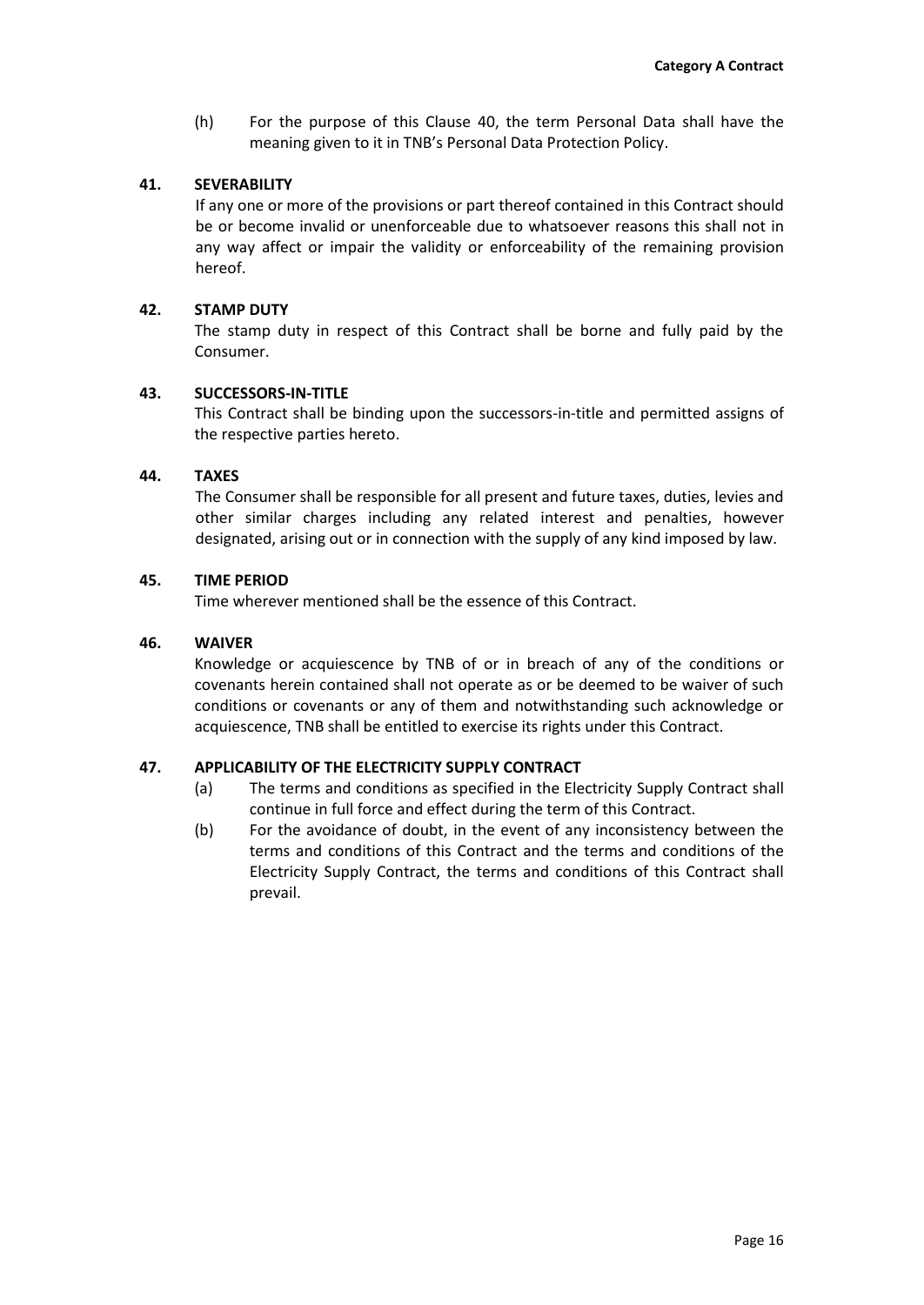(h) For the purpose of this Clause 40, the term Personal Data shall have the meaning given to it in TNB's Personal Data Protection Policy.

### 41. SEVERABILITY

If any one or more of the provisions or part thereof contained in this Contract should be or become invalid or unenforceable due to whatsoever reasons this shall not in any way affect or impair the validity or enforceability of the remaining provision hereof.

### 42. STAMP DUTY

The stamp duty in respect of this Contract shall be borne and fully paid by the Consumer.

### 43. SUCCESSORS-IN-TITLE

This Contract shall be binding upon the successors-in-title and permitted assigns of the respective parties hereto.

### 44. TAXES

The Consumer shall be responsible for all present and future taxes, duties, levies and other similar charges including any related interest and penalties, however designated, arising out or in connection with the supply of any kind imposed by law.

### 45. TIME PERIOD

Time wherever mentioned shall be the essence of this Contract.

### 46. WAIVER

Knowledge or acquiescence by TNB of or in breach of any of the conditions or covenants herein contained shall not operate as or be deemed to be waiver of such conditions or covenants or any of them and notwithstanding such acknowledge or acquiescence, TNB shall be entitled to exercise its rights under this Contract.

### 47. APPLICABILITY OF THE ELECTRICITY SUPPLY CONTRACT

(a) The terms and conditions as specified in the Electricity Supply Contract shall continue in full force and effect during the term of this Contract.

(b) For the avoidance of doubt, in the event of any inconsistency between the terms and conditions of this Contract and the terms and conditions of the Electricity Supply Contract, the terms and conditions of this Contract shall prevail.